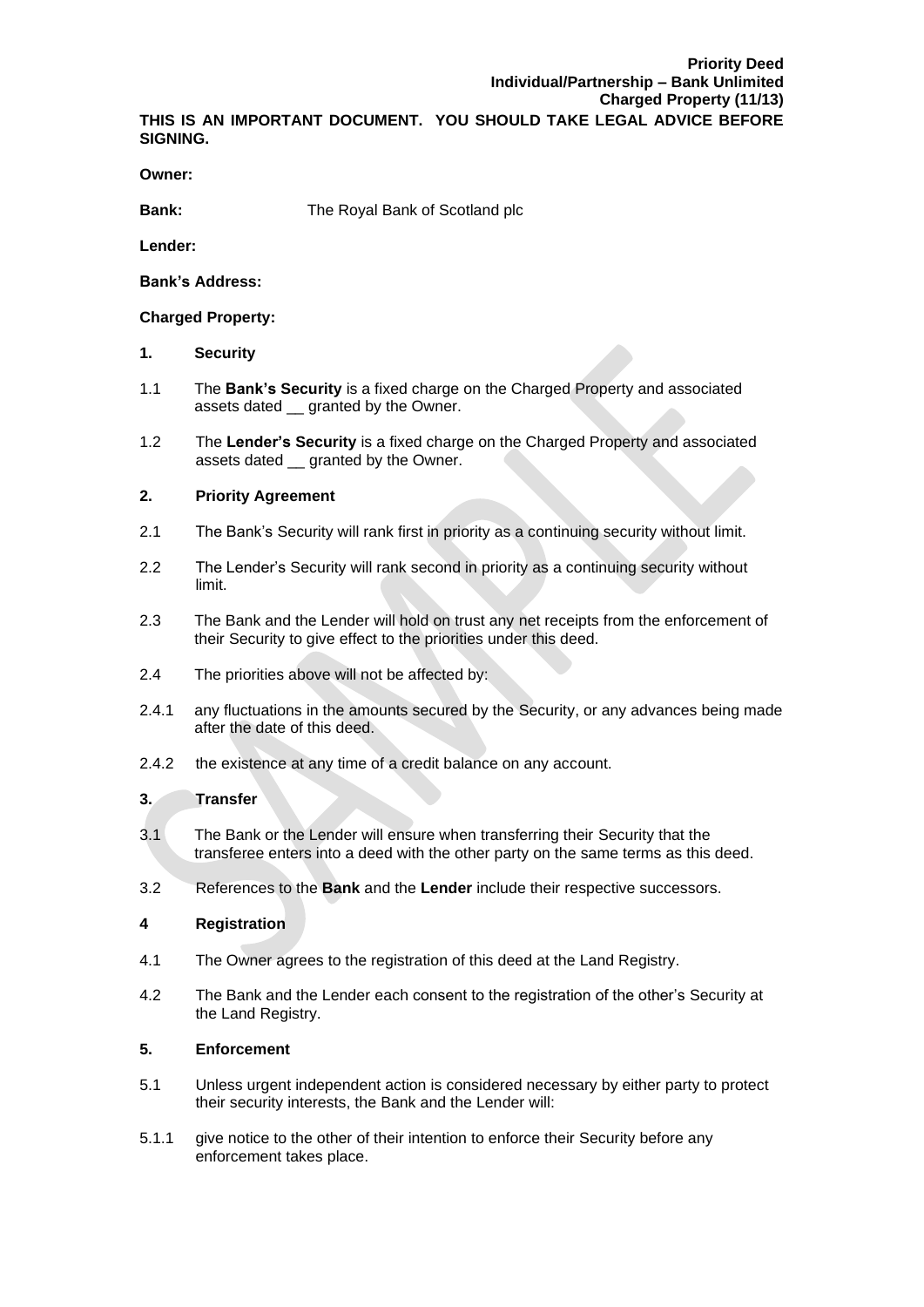**Priority Deed**
**Individual/Partnership – Bank Unlimited**
**Charged Property (11/13)**

**THIS IS AN IMPORTANT DOCUMENT. YOU SHOULD TAKE LEGAL ADVICE BEFORE SIGNING.**

**Owner:**

**Bank:** The Royal Bank of Scotland plc

**Lender:**

**Bank's Address:**

**Charged Property:**

**1. Security**

1.1 The **Bank's Security** is a fixed charge on the Charged Property and associated assets dated __ granted by the Owner.

1.2 The **Lender's Security** is a fixed charge on the Charged Property and associated assets dated __ granted by the Owner.

**2. Priority Agreement**

2.1 The Bank's Security will rank first in priority as a continuing security without limit.

2.2 The Lender's Security will rank second in priority as a continuing security without limit.

2.3 The Bank and the Lender will hold on trust any net receipts from the enforcement of their Security to give effect to the priorities under this deed.

2.4 The priorities above will not be affected by:

2.4.1 any fluctuations in the amounts secured by the Security, or any advances being made after the date of this deed.

2.4.2 the existence at any time of a credit balance on any account.

**3. Transfer**

3.1 The Bank or the Lender will ensure when transferring their Security that the transferee enters into a deed with the other party on the same terms as this deed.

3.2 References to the **Bank** and the **Lender** include their respective successors.

**4 Registration**

4.1 The Owner agrees to the registration of this deed at the Land Registry.

4.2 The Bank and the Lender each consent to the registration of the other's Security at the Land Registry.

**5. Enforcement**

5.1 Unless urgent independent action is considered necessary by either party to protect their security interests, the Bank and the Lender will:

5.1.1 give notice to the other of their intention to enforce their Security before any enforcement takes place.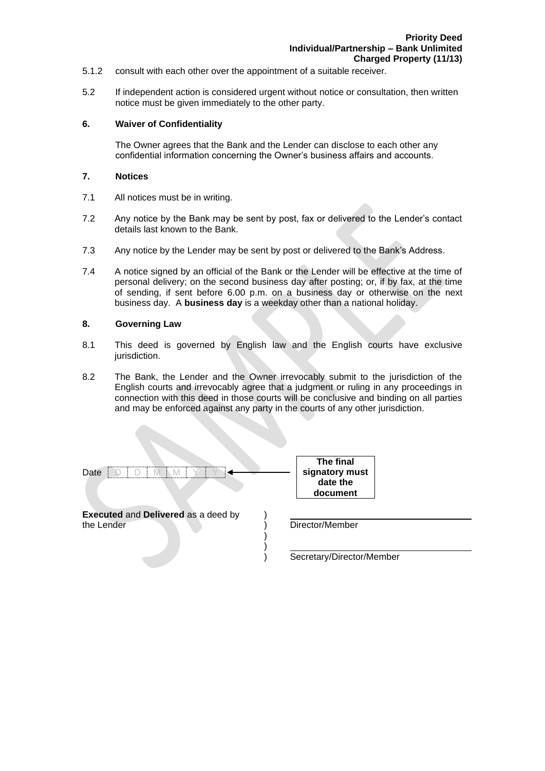5.1.2 consult with each other over the appointment of a suitable receiver.

5.2 If independent action is considered urgent without notice or consultation, then written notice must be given immediately to the other party.

## 6. Waiver of Confidentiality

The Owner agrees that the Bank and the Lender can disclose to each other any confidential information concerning the Owner's business affairs and accounts.

## 7. Notices

7.1 All notices must be in writing.

7.2 Any notice by the Bank may be sent by post, fax or delivered to the Lender's contact details last known to the Bank.

7.3 Any notice by the Lender may be sent by post or delivered to the Bank's Address.

7.4 A notice signed by an official of the Bank or the Lender will be effective at the time of personal delivery; on the second business day after posting; or, if by fax, at the time of sending, if sent before 6.00 p.m. on a business day or otherwise on the next business day. A **business day** is a weekday other than a national holiday.

## 8. Governing Law

8.1 This deed is governed by English law and the English courts have exclusive jurisdiction.

8.2 The Bank, the Lender and the Owner irrevocably submit to the jurisdiction of the English courts and irrevocably agree that a judgment or ruling in any proceedings in connection with this deed in those courts will be conclusive and binding on all parties and may be enforced against any party in the courts of any other jurisdiction.

Date D D M M Y Y ← **The final signatory must date the document**

**Executed** and **Delivered** as a deed by the Lender

_______________________________
Director/Member

_______________________________
Secretary/Director/Member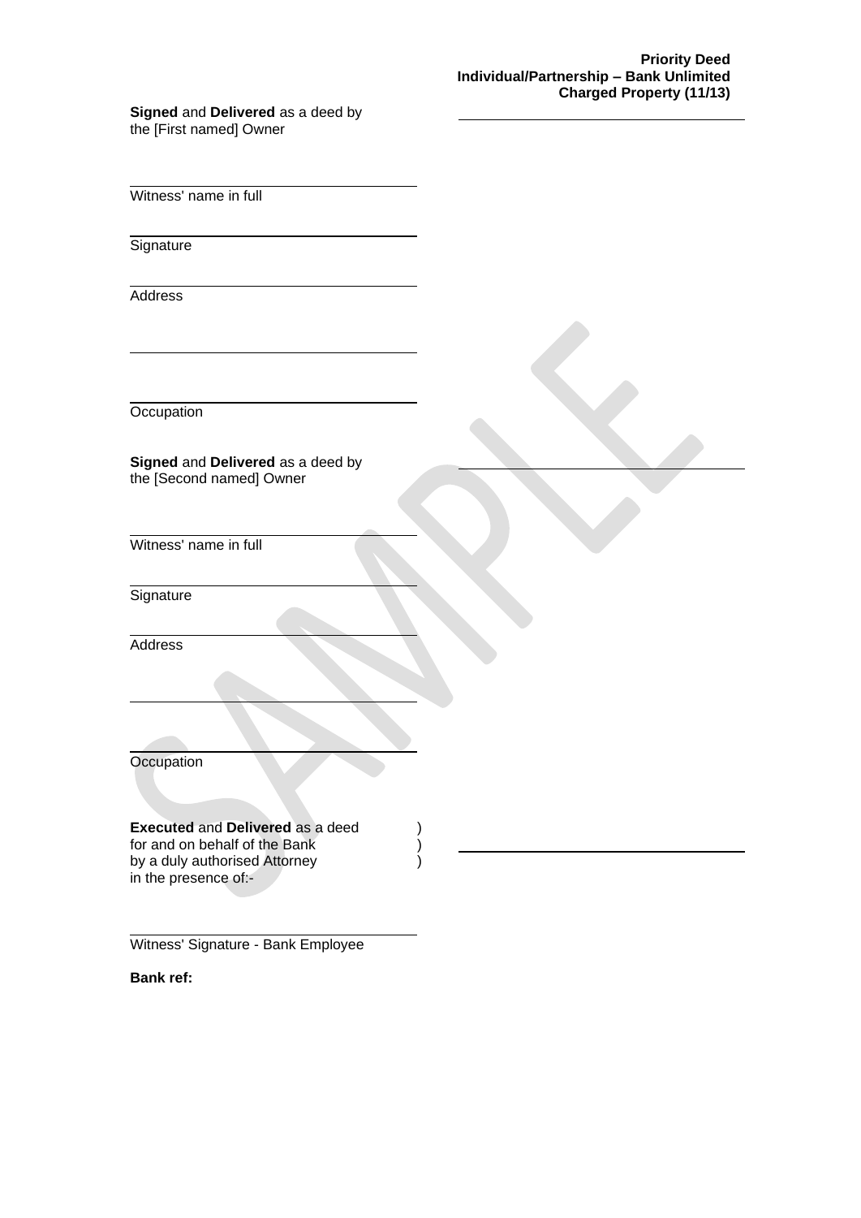**Priority Deed**
**Individual/Partnership – Bank Unlimited**
**Charged Property (11/13)**

**Signed** and **Delivered** as a deed by
the [First named] Owner

Witness' name in full

Signature

Address

Occupation

**Signed** and **Delivered** as a deed by
the [Second named] Owner

Witness' name in full

Signature

Address

Occupation

**Executed** and **Delivered** as a deed )
for and on behalf of the Bank )
by a duly authorised Attorney )
in the presence of:-

Witness' Signature - Bank Employee

**Bank ref:**

SAMPLE